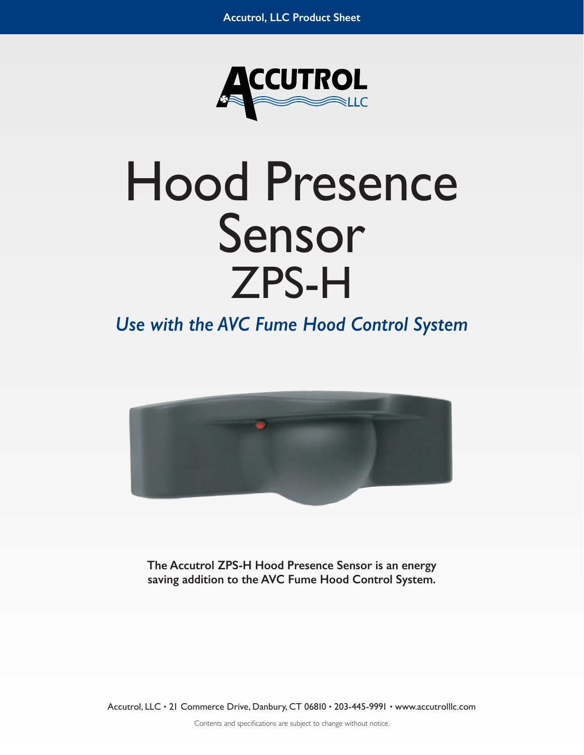# Hood Presence Sensor ZPS-H

*Use with the AVC Fume Hood Control System*

**The Accutrol ZPS-H Hood Presence Sensor is an energy saving addition to the AVC Fume Hood Control System.**

Accutrol, LLC • 21 Commerce Drive, Danbury, CT 06810 • 203-445-9991 • www.accutrolllc.com

Contents and specifications are subject to change without notice.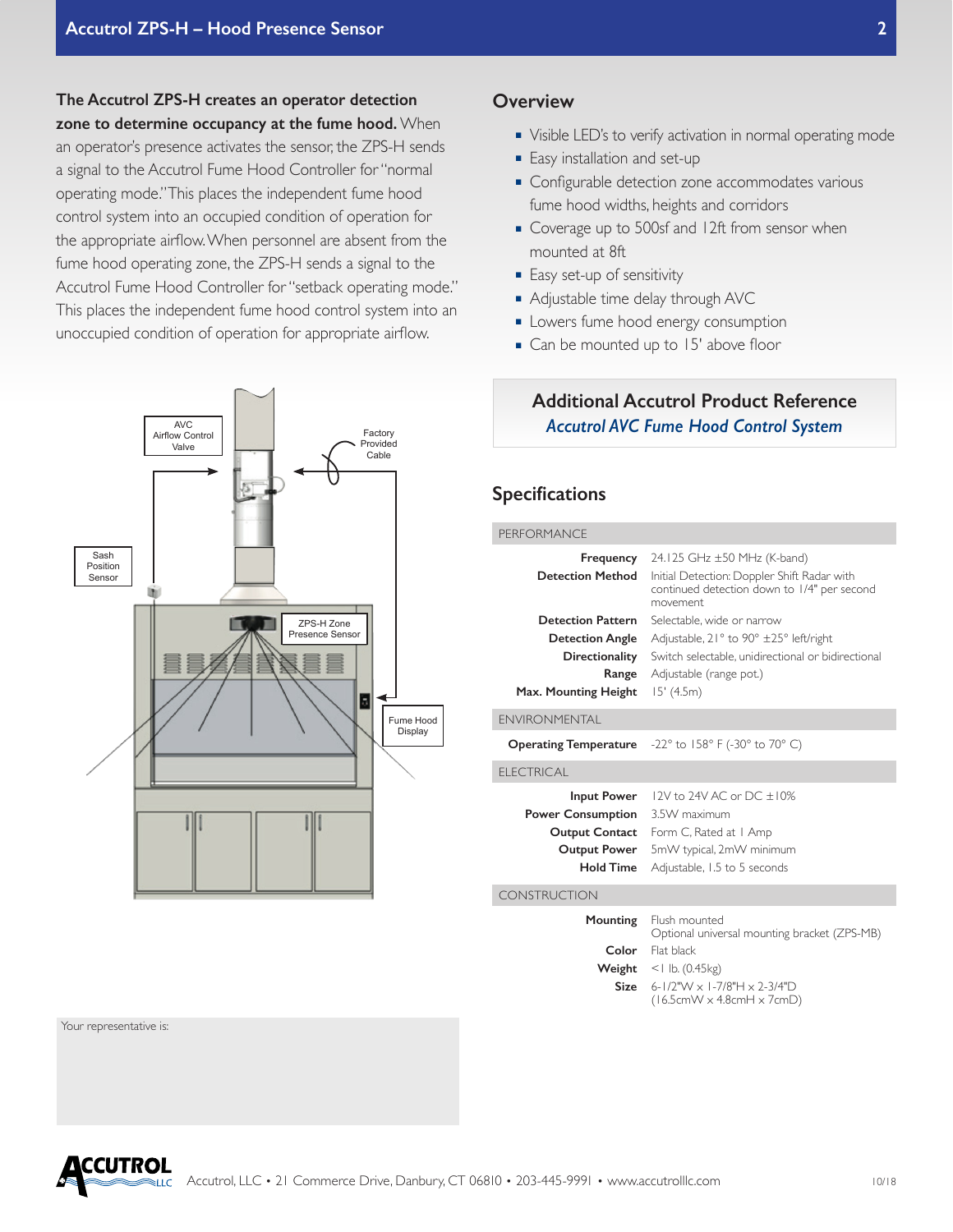**The Accutrol ZPS-H creates an operator detection zone to determine occupancy at the fume hood.** When an operator's presence activates the sensor, the ZPS-H sends a signal to the Accutrol Fume Hood Controller for "normal operating mode." This places the independent fume hood control system into an occupied condition of operation for the appropriate airflow. When personnel are absent from the fume hood operating zone, the ZPS-H sends a signal to the Accutrol Fume Hood Controller for "setback operating mode." This places the independent fume hood control system into an unoccupied condition of operation for appropriate airflow.

AVC Airflow Control Valve

Factory Provided Cable

Sash Position Sensor

ZPS-H Zone Presence Sensor

Fume Hood Display

## Overview

- Visible LED's to verify activation in normal operating mode
- Easy installation and set-up
- Configurable detection zone accommodates various fume hood widths, heights and corridors
- Coverage up to 500sf and 12ft from sensor when mounted at 8ft
- Easy set-up of sensitivity
- Adjustable time delay through AVC
- Lowers fume hood energy consumption
- Can be mounted up to 15' above floor

### Additional Accutrol Product Reference

*Accutrol AVC Fume Hood Control System*

## Specifications

| | |
|---|---|
| **PERFORMANCE** | |
| **Frequency** | 24.125 GHz ±50 MHz (K-band) |
| **Detection Method** | Initial Detection: Doppler Shift Radar with continued detection down to 1/4" per second movement |
| **Detection Pattern** | Selectable, wide or narrow |
| **Detection Angle** | Adjustable, 21° to 90° ±25° left/right |
| **Directionality** | Switch selectable, unidirectional or bidirectional |
| **Range** | Adjustable (range pot.) |
| **Max. Mounting Height** | 15' (4.5m) |
| **ENVIRONMENTAL** | |
| **Operating Temperature** | -22° to 158° F (-30° to 70° C) |
| **ELECTRICAL** | |
| **Input Power** | 12V to 24V AC or DC ±10% |
| **Power Consumption** | 3.5W maximum |
| **Output Contact** | Form C, Rated at 1 Amp |
| **Output Power** | 5mW typical, 2mW minimum |
| **Hold Time** | Adjustable, 1.5 to 5 seconds |
| **CONSTRUCTION** | |
| **Mounting** | Flush mounted<br>Optional universal mounting bracket (ZPS-MB) |
| **Color** | Flat black |
| **Weight** | <1 lb. (0.45kg) |
| **Size** | 6-1/2"W x 1-7/8"H x 2-3/4"D<br>(16.5cmW x 4.8cmH x 7cmD) |

Your representative is:

ACCUTROL LLC

Accutrol, LLC • 21 Commerce Drive, Danbury, CT 06810 • 203-445-9991 • www.accutrolllc.com

10/18